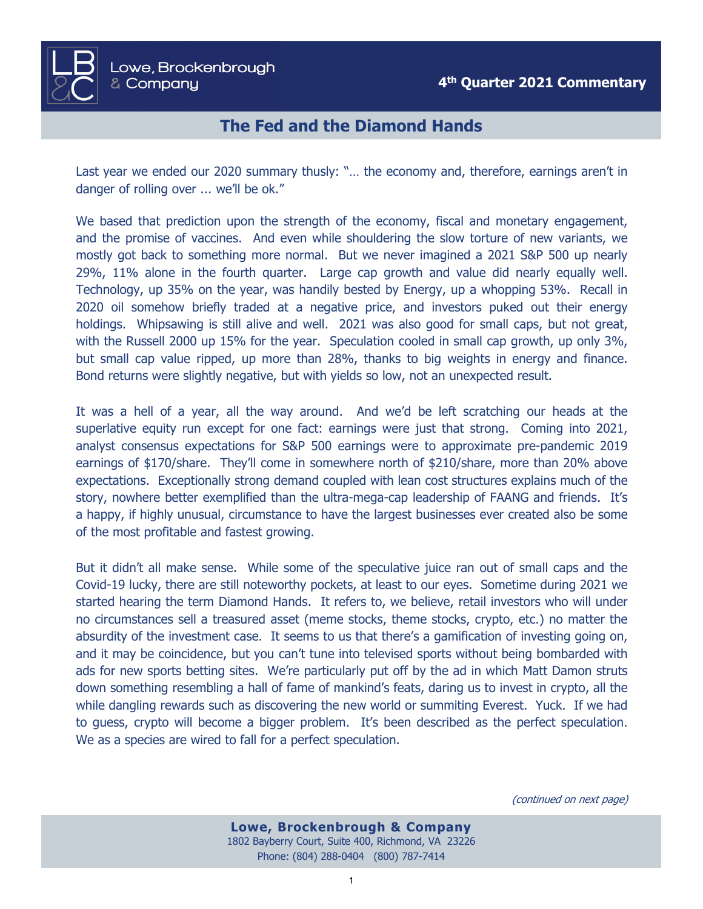# 4th Quarter 2021 Commentary

## The Fed and the Diamond Hands

Last year we ended our 2020 summary thusly: "… the economy and, therefore, earnings aren't in danger of rolling over ... we'll be ok."

We based that prediction upon the strength of the economy, fiscal and monetary engagement, and the promise of vaccines. And even while shouldering the slow torture of new variants, we mostly got back to something more normal. But we never imagined a 2021 S&P 500 up nearly 29%, 11% alone in the fourth quarter. Large cap growth and value did nearly equally well. Technology, up 35% on the year, was handily bested by Energy, up a whopping 53%. Recall in 2020 oil somehow briefly traded at a negative price, and investors puked out their energy holdings. Whipsawing is still alive and well. 2021 was also good for small caps, but not great, with the Russell 2000 up 15% for the year. Speculation cooled in small cap growth, up only 3%, but small cap value ripped, up more than 28%, thanks to big weights in energy and finance. Bond returns were slightly negative, but with yields so low, not an unexpected result.

It was a hell of a year, all the way around. And we'd be left scratching our heads at the superlative equity run except for one fact: earnings were just that strong. Coming into 2021, analyst consensus expectations for S&P 500 earnings were to approximate pre-pandemic 2019 earnings of $170/share. They'll come in somewhere north of $210/share, more than 20% above expectations. Exceptionally strong demand coupled with lean cost structures explains much of the story, nowhere better exemplified than the ultra-mega-cap leadership of FAANG and friends. It's a happy, if highly unusual, circumstance to have the largest businesses ever created also be some of the most profitable and fastest growing.

But it didn't all make sense. While some of the speculative juice ran out of small caps and the Covid-19 lucky, there are still noteworthy pockets, at least to our eyes. Sometime during 2021 we started hearing the term Diamond Hands. It refers to, we believe, retail investors who will under no circumstances sell a treasured asset (meme stocks, theme stocks, crypto, etc.) no matter the absurdity of the investment case. It seems to us that there's a gamification of investing going on, and it may be coincidence, but you can't tune into televised sports without being bombarded with ads for new sports betting sites. We're particularly put off by the ad in which Matt Damon struts down something resembling a hall of fame of mankind's feats, daring us to invest in crypto, all the while dangling rewards such as discovering the new world or summiting Everest. Yuck. If we had to guess, crypto will become a bigger problem. It's been described as the perfect speculation. We as a species are wired to fall for a perfect speculation.

*(continued on next page)*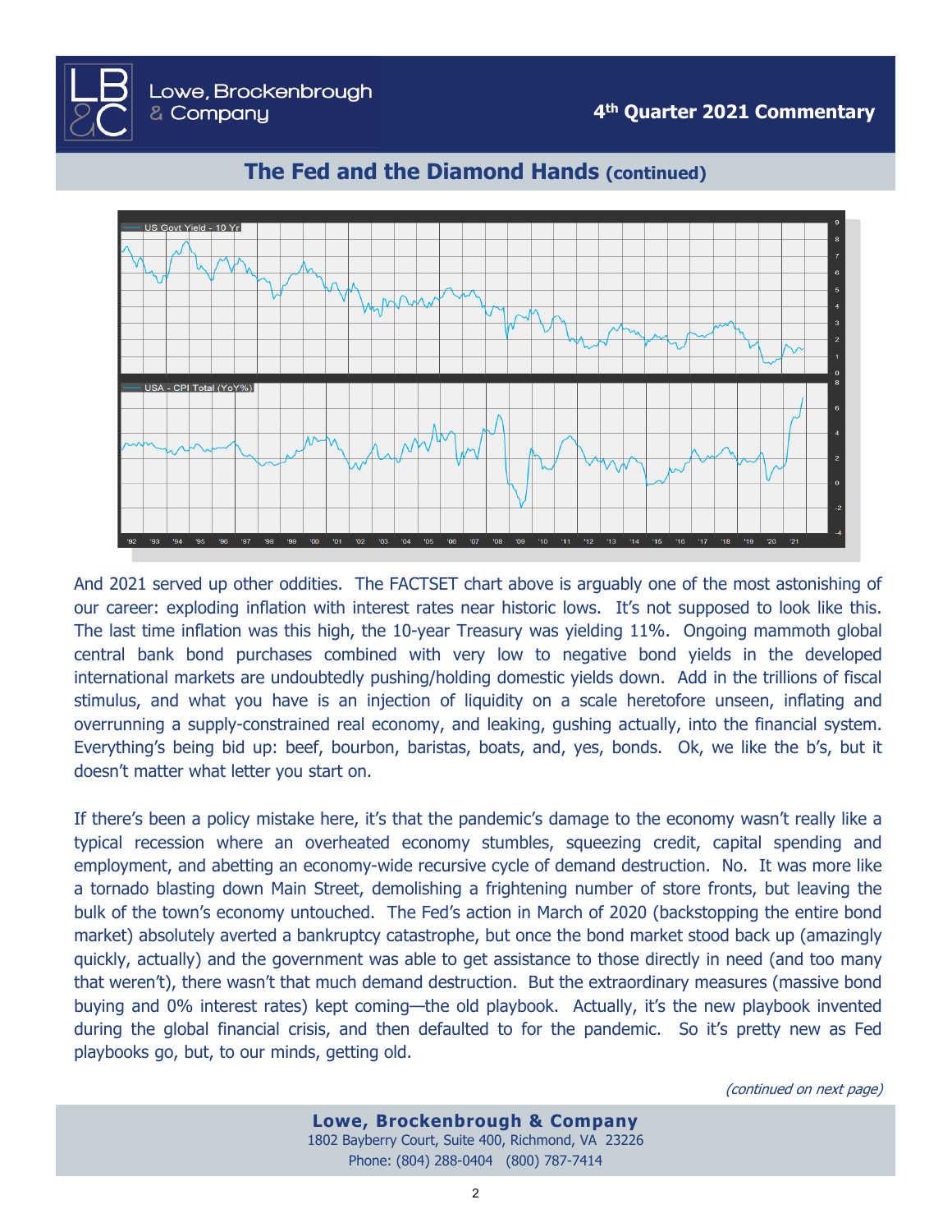## The Fed and the Diamond Hands (continued)

And 2021 served up other oddities. The FACTSET chart above is arguably one of the most astonishing of our career: exploding inflation with interest rates near historic lows. It's not supposed to look like this. The last time inflation was this high, the 10-year Treasury was yielding 11%. Ongoing mammoth global central bank bond purchases combined with very low to negative bond yields in the developed international markets are undoubtedly pushing/holding domestic yields down. Add in the trillions of fiscal stimulus, and what you have is an injection of liquidity on a scale heretofore unseen, inflating and overrunning a supply-constrained real economy, and leaking, gushing actually, into the financial system. Everything's being bid up: beef, bourbon, baristas, boats, and, yes, bonds. Ok, we like the b's, but it doesn't matter what letter you start on.

If there's been a policy mistake here, it's that the pandemic's damage to the economy wasn't really like a typical recession where an overheated economy stumbles, squeezing credit, capital spending and employment, and abetting an economy-wide recursive cycle of demand destruction. No. It was more like a tornado blasting down Main Street, demolishing a frightening number of store fronts, but leaving the bulk of the town's economy untouched. The Fed's action in March of 2020 (backstopping the entire bond market) absolutely averted a bankruptcy catastrophe, but once the bond market stood back up (amazingly quickly, actually) and the government was able to get assistance to those directly in need (and too many that weren't), there wasn't that much demand destruction. But the extraordinary measures (massive bond buying and 0% interest rates) kept coming—the old playbook. Actually, it's the new playbook invented during the global financial crisis, and then defaulted to for the pandemic. So it's pretty new as Fed playbooks go, but, to our minds, getting old.

*(continued on next page)*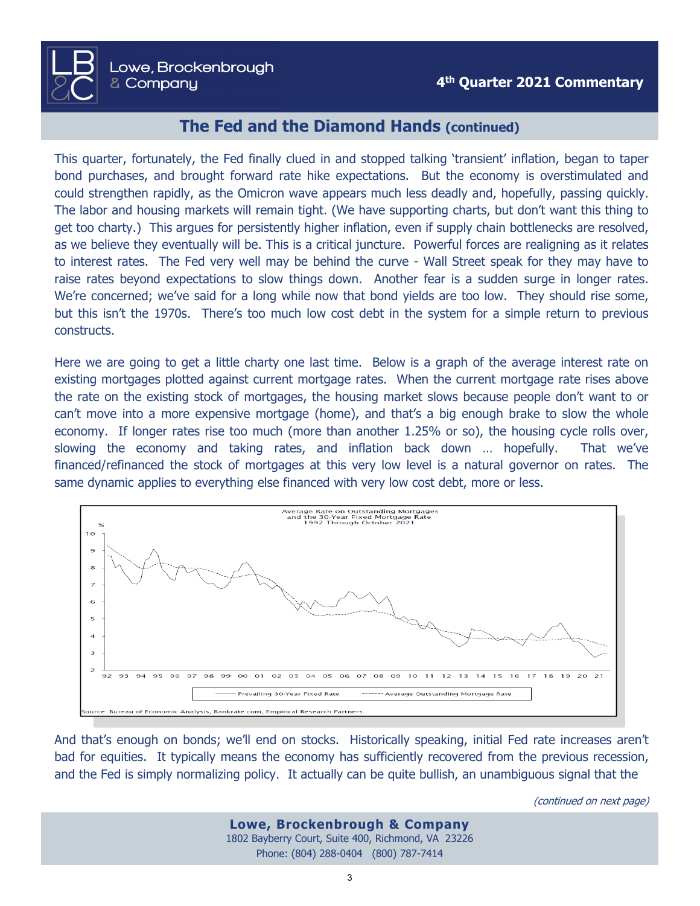## The Fed and the Diamond Hands (continued)

This quarter, fortunately, the Fed finally clued in and stopped talking 'transient' inflation, began to taper bond purchases, and brought forward rate hike expectations. But the economy is overstimulated and could strengthen rapidly, as the Omicron wave appears much less deadly and, hopefully, passing quickly. The labor and housing markets will remain tight. (We have supporting charts, but don't want this thing to get too charty.) This argues for persistently higher inflation, even if supply chain bottlenecks are resolved, as we believe they eventually will be. This is a critical juncture. Powerful forces are realigning as it relates to interest rates. The Fed very well may be behind the curve - Wall Street speak for they may have to raise rates beyond expectations to slow things down. Another fear is a sudden surge in longer rates. We're concerned; we've said for a long while now that bond yields are too low. They should rise some, but this isn't the 1970s. There's too much low cost debt in the system for a simple return to previous constructs.

Here we are going to get a little charty one last time. Below is a graph of the average interest rate on existing mortgages plotted against current mortgage rates. When the current mortgage rate rises above the rate on the existing stock of mortgages, the housing market slows because people don't want to or can't move into a more expensive mortgage (home), and that's a big enough brake to slow the whole economy. If longer rates rise too much (more than another 1.25% or so), the housing cycle rolls over, slowing the economy and taking rates, and inflation back down … hopefully. That we've financed/refinanced the stock of mortgages at this very low level is a natural governor on rates. The same dynamic applies to everything else financed with very low cost debt, more or less.

Average Rate on Outstanding Mortgages and the 30-Year Fixed Mortgage Rate 1992 Through October 2021

Source: Bureau of Economic Analysis, Bankrate.com, Empirical Research Partners.

And that's enough on bonds; we'll end on stocks. Historically speaking, initial Fed rate increases aren't bad for equities. It typically means the economy has sufficiently recovered from the previous recession, and the Fed is simply normalizing policy. It actually can be quite bullish, an unambiguous signal that the

*(continued on next page)*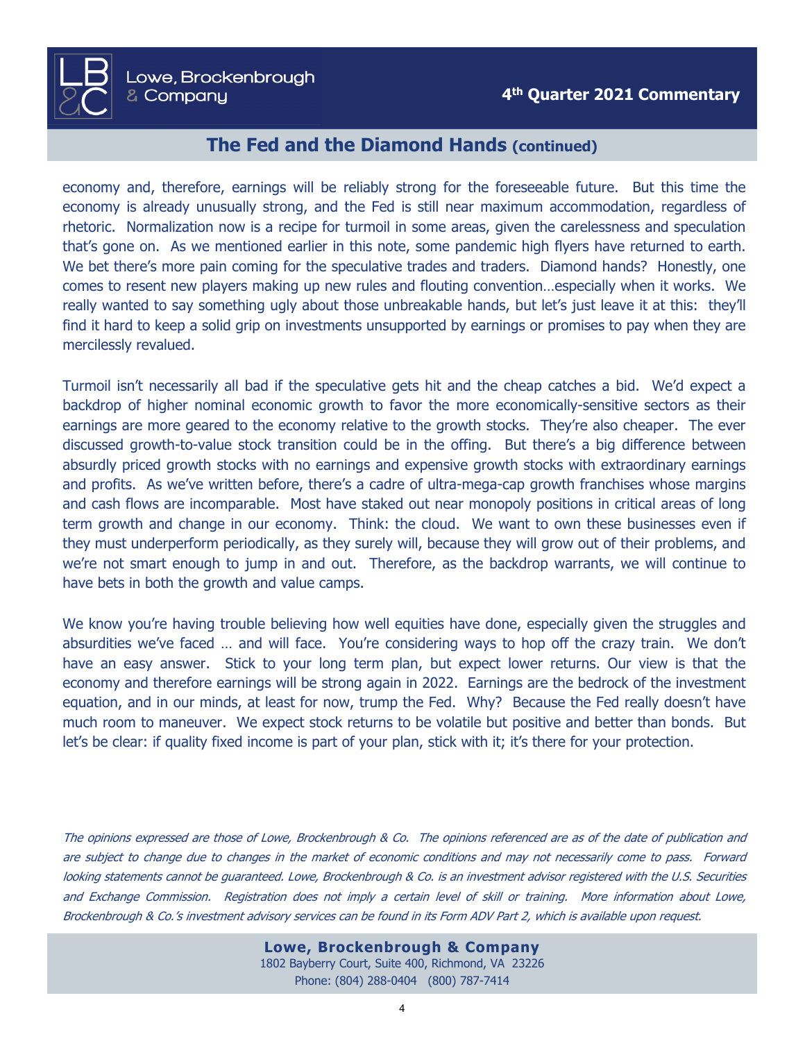## The Fed and the Diamond Hands (continued)

economy and, therefore, earnings will be reliably strong for the foreseeable future. But this time the economy is already unusually strong, and the Fed is still near maximum accommodation, regardless of rhetoric. Normalization now is a recipe for turmoil in some areas, given the carelessness and speculation that's gone on. As we mentioned earlier in this note, some pandemic high flyers have returned to earth. We bet there's more pain coming for the speculative trades and traders. Diamond hands? Honestly, one comes to resent new players making up new rules and flouting convention…especially when it works. We really wanted to say something ugly about those unbreakable hands, but let's just leave it at this: they'll find it hard to keep a solid grip on investments unsupported by earnings or promises to pay when they are mercilessly revalued.

Turmoil isn't necessarily all bad if the speculative gets hit and the cheap catches a bid. We'd expect a backdrop of higher nominal economic growth to favor the more economically-sensitive sectors as their earnings are more geared to the economy relative to the growth stocks. They're also cheaper. The ever discussed growth-to-value stock transition could be in the offing. But there's a big difference between absurdly priced growth stocks with no earnings and expensive growth stocks with extraordinary earnings and profits. As we've written before, there's a cadre of ultra-mega-cap growth franchises whose margins and cash flows are incomparable. Most have staked out near monopoly positions in critical areas of long term growth and change in our economy. Think: the cloud. We want to own these businesses even if they must underperform periodically, as they surely will, because they will grow out of their problems, and we're not smart enough to jump in and out. Therefore, as the backdrop warrants, we will continue to have bets in both the growth and value camps.

We know you're having trouble believing how well equities have done, especially given the struggles and absurdities we've faced … and will face. You're considering ways to hop off the crazy train. We don't have an easy answer. Stick to your long term plan, but expect lower returns. Our view is that the economy and therefore earnings will be strong again in 2022. Earnings are the bedrock of the investment equation, and in our minds, at least for now, trump the Fed. Why? Because the Fed really doesn't have much room to maneuver. We expect stock returns to be volatile but positive and better than bonds. But let's be clear: if quality fixed income is part of your plan, stick with it; it's there for your protection.

*The opinions expressed are those of Lowe, Brockenbrough & Co. The opinions referenced are as of the date of publication and are subject to change due to changes in the market of economic conditions and may not necessarily come to pass. Forward looking statements cannot be guaranteed. Lowe, Brockenbrough & Co. is an investment advisor registered with the U.S. Securities and Exchange Commission. Registration does not imply a certain level of skill or training. More information about Lowe, Brockenbrough & Co.'s investment advisory services can be found in its Form ADV Part 2, which is available upon request.*

**Lowe, Brockenbrough & Company**
1802 Bayberry Court, Suite 400, Richmond, VA 23226
Phone: (804) 288-0404 (800) 787-7414